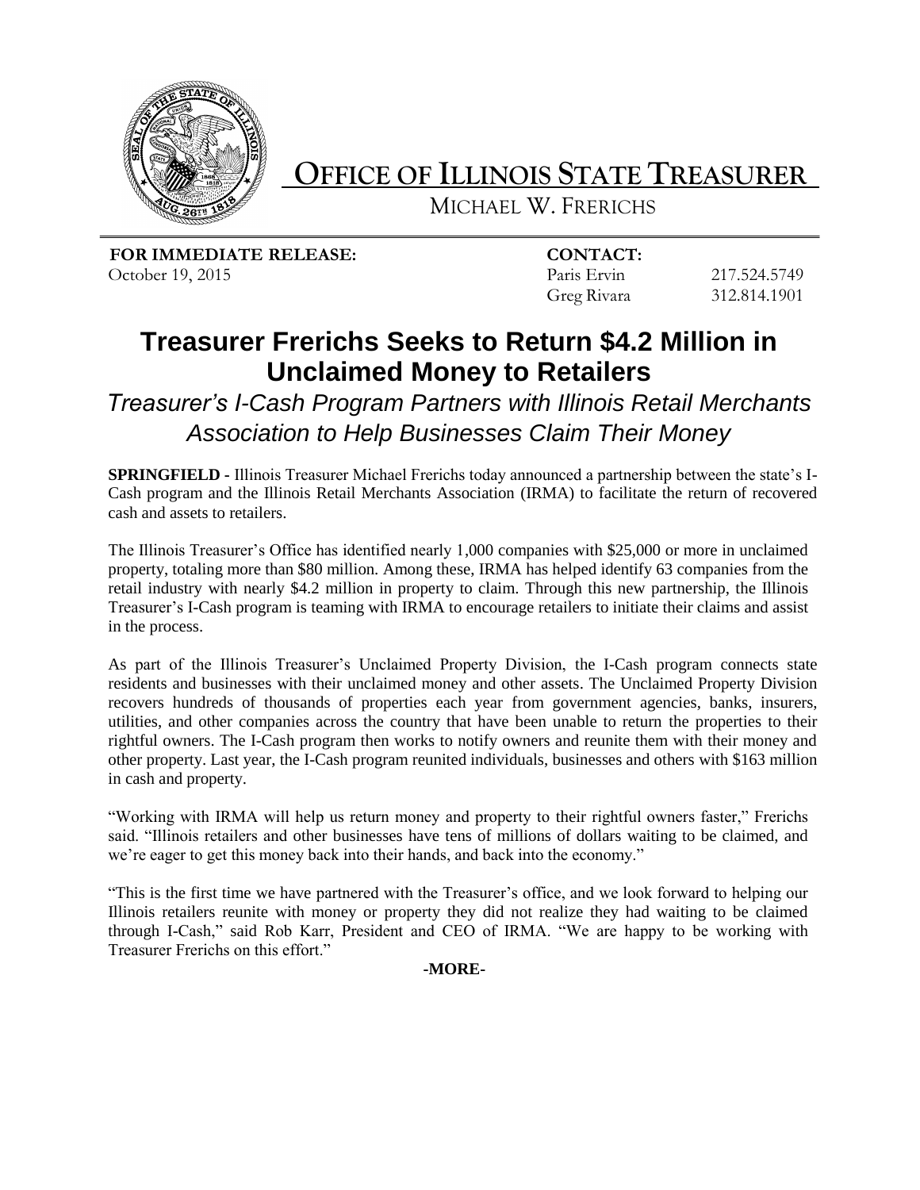# OFFICE OF ILLINOIS STATE TREASURER

MICHAEL W. FRERICHS

**FOR IMMEDIATE RELEASE:**
October 19, 2015

**CONTACT:**
Paris Ervin 217.524.5749
Greg Rivara 312.814.1901

## Treasurer Frerichs Seeks to Return $4.2 Million in Unclaimed Money to Retailers

### *Treasurer's I-Cash Program Partners with Illinois Retail Merchants Association to Help Businesses Claim Their Money*

**SPRINGFIELD -** Illinois Treasurer Michael Frerichs today announced a partnership between the state's I-Cash program and the Illinois Retail Merchants Association (IRMA) to facilitate the return of recovered cash and assets to retailers.

The Illinois Treasurer's Office has identified nearly 1,000 companies with $25,000 or more in unclaimed property, totaling more than $80 million. Among these, IRMA has helped identify 63 companies from the retail industry with nearly $4.2 million in property to claim. Through this new partnership, the Illinois Treasurer's I-Cash program is teaming with IRMA to encourage retailers to initiate their claims and assist in the process.

As part of the Illinois Treasurer's Unclaimed Property Division, the I-Cash program connects state residents and businesses with their unclaimed money and other assets. The Unclaimed Property Division recovers hundreds of thousands of properties each year from government agencies, banks, insurers, utilities, and other companies across the country that have been unable to return the properties to their rightful owners. The I-Cash program then works to notify owners and reunite them with their money and other property. Last year, the I-Cash program reunited individuals, businesses and others with $163 million in cash and property.

"Working with IRMA will help us return money and property to their rightful owners faster," Frerichs said. "Illinois retailers and other businesses have tens of millions of dollars waiting to be claimed, and we're eager to get this money back into their hands, and back into the economy."

"This is the first time we have partnered with the Treasurer's office, and we look forward to helping our Illinois retailers reunite with money or property they did not realize they had waiting to be claimed through I-Cash," said Rob Karr, President and CEO of IRMA. "We are happy to be working with Treasurer Frerichs on this effort."

**-MORE-**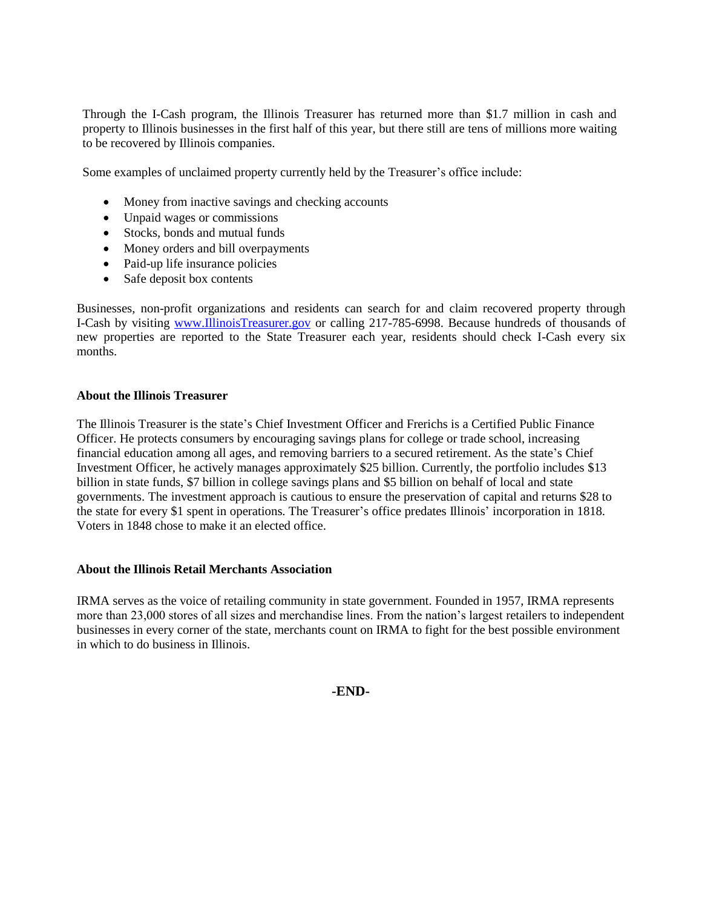Through the I-Cash program, the Illinois Treasurer has returned more than $1.7 million in cash and property to Illinois businesses in the first half of this year, but there still are tens of millions more waiting to be recovered by Illinois companies.

Some examples of unclaimed property currently held by the Treasurer's office include:

- Money from inactive savings and checking accounts
- Unpaid wages or commissions
- Stocks, bonds and mutual funds
- Money orders and bill overpayments
- Paid-up life insurance policies
- Safe deposit box contents

Businesses, non-profit organizations and residents can search for and claim recovered property through I-Cash by visiting www.IllinoisTreasurer.gov or calling 217-785-6998. Because hundreds of thousands of new properties are reported to the State Treasurer each year, residents should check I-Cash every six months.

**About the Illinois Treasurer**

The Illinois Treasurer is the state's Chief Investment Officer and Frerichs is a Certified Public Finance Officer. He protects consumers by encouraging savings plans for college or trade school, increasing financial education among all ages, and removing barriers to a secured retirement. As the state's Chief Investment Officer, he actively manages approximately $25 billion. Currently, the portfolio includes $13 billion in state funds, $7 billion in college savings plans and $5 billion on behalf of local and state governments. The investment approach is cautious to ensure the preservation of capital and returns $28 to the state for every $1 spent in operations. The Treasurer's office predates Illinois' incorporation in 1818. Voters in 1848 chose to make it an elected office.

**About the Illinois Retail Merchants Association**

IRMA serves as the voice of retailing community in state government. Founded in 1957, IRMA represents more than 23,000 stores of all sizes and merchandise lines. From the nation's largest retailers to independent businesses in every corner of the state, merchants count on IRMA to fight for the best possible environment in which to do business in Illinois.

**-END-**